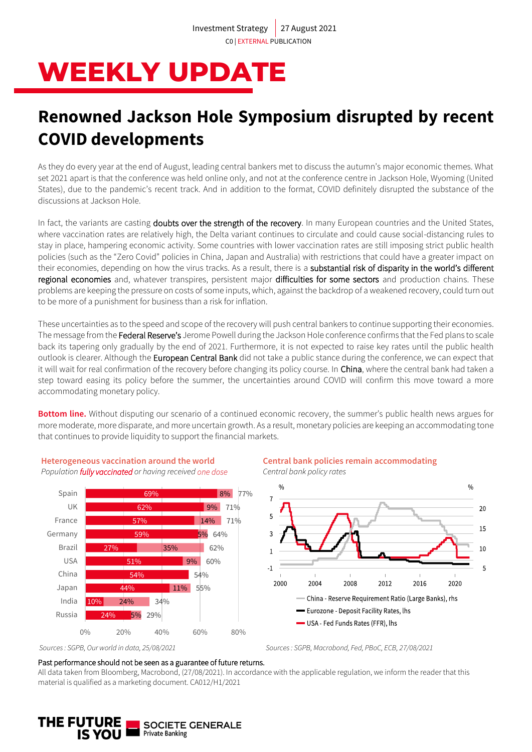Investment Strategy | 27 August 2021

C0 | EXTERNAL PUBLICATION

# WEEKLY UPDATE

## Renowned Jackson Hole Symposium disrupted by recent COVID developments

As they do every year at the end of August, leading central bankers met to discuss the autumn's major economic themes. What set 2021 apart is that the conference was held online only, and not at the conference centre in Jackson Hole, Wyoming (United States), due to the pandemic's recent track. And in addition to the format, COVID definitely disrupted the substance of the discussions at Jackson Hole.

In fact, the variants are casting doubts over the strength of the recovery. In many European countries and the United States, where vaccination rates are relatively high, the Delta variant continues to circulate and could cause social-distancing rules to stay in place, hampering economic activity. Some countries with lower vaccination rates are still imposing strict public health policies (such as the "Zero Covid" policies in China, Japan and Australia) with restrictions that could have a greater impact on their economies, depending on how the virus tracks. As a result, there is a substantial risk of disparity in the world's different regional economies and, whatever transpires, persistent major difficulties for some sectors and production chains. These problems are keeping the pressure on costs of some inputs, which, against the backdrop of a weakened recovery, could turn out to be more of a punishment for business than a risk for inflation.

These uncertainties as to the speed and scope of the recovery will push central bankers to continue supporting their economies. The message from the Federal Reserve's Jerome Powell during the Jackson Hole conference confirms that the Fed plans to scale back its tapering only gradually by the end of 2021. Furthermore, it is not expected to raise key rates until the public health outlook is clearer. Although the European Central Bank did not take a public stance during the conference, we can expect that it will wait for real confirmation of the recovery before changing its policy course. In China, where the central bank had taken a step toward easing its policy before the summer, the uncertainties around COVID will confirm this move toward a more accommodating monetary policy.

**Bottom line.** Without disputing our scenario of a continued economic recovery, the summer's public health news argues for more moderate, more disparate, and more uncertain growth. As a result, monetary policies are keeping an accommodating tone that continues to provide liquidity to support the financial markets.

**Heterogeneous vaccination around the world**

*Population fully vaccinated or having received one dose*

| Country | Fully vaccinated | One dose | Total |
|---|---|---|---|
| Spain | 69% | 8% | 77% |
| UK | 62% | 9% | 71% |
| France | 57% | 14% | 71% |
| Germany | 59% | 5% | 64% |
| Brazil | 27% | 35% | 62% |
| USA | 51% | 9% | 60% |
| China | 54% | | 54% |
| Japan | 44% | 11% | 55% |
| India | 10% | 24% | 34% |
| Russia | 24% | 5% | 29% |

*Sources : SGPB, Our world in data, 25/08/2021*

**Central bank policies remain accommodating**

*Central bank policy rates*

- China - Reserve Requirement Ratio (Large Banks), rhs
- Eurozone - Deposit Facility Rates, lhs
- USA - Fed Funds Rates (FFR), lhs

*Sources : SGPB, Macrobond, Fed, PBoC, ECB, 27/08/2021*

Past performance should not be seen as a guarantee of future returns.

All data taken from Bloomberg, Macrobond, (27/08/2021). In accordance with the applicable regulation, we inform the reader that this material is qualified as a marketing document. CA012/H1/2021

THE FUTURE IS YOU — SOCIETE GENERALE Private Banking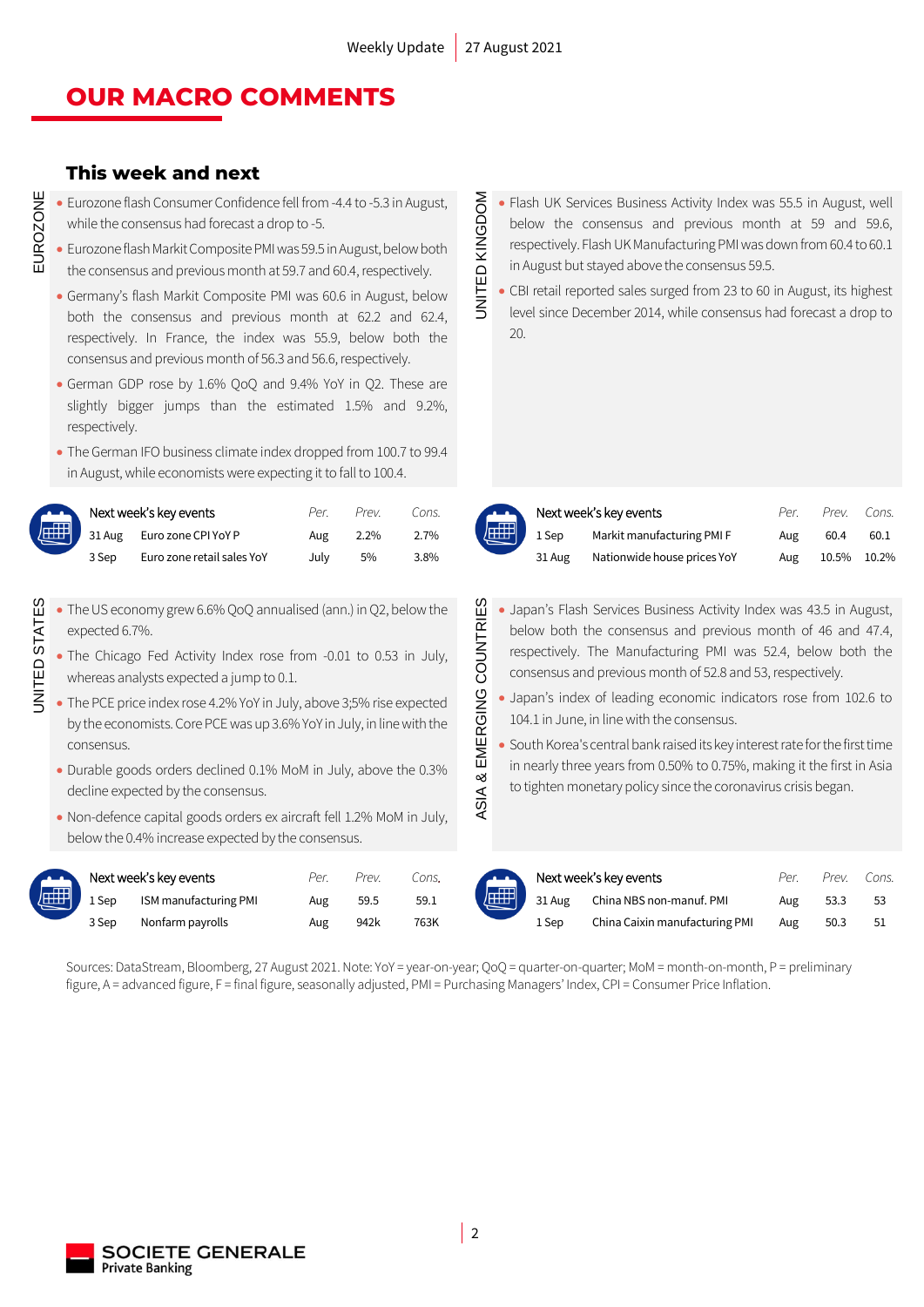# OUR MACRO COMMENTS

## This week and next

### EUROZONE

- Eurozone flash Consumer Confidence fell from -4.4 to -5.3 in August, while the consensus had forecast a drop to -5.
- Eurozone flash Markit Composite PMI was 59.5 in August, below both the consensus and previous month at 59.7 and 60.4, respectively.
- Germany's flash Markit Composite PMI was 60.6 in August, below both the consensus and previous month at 62.2 and 62.4, respectively. In France, the index was 55.9, below both the consensus and previous month of 56.3 and 56.6, respectively.
- German GDP rose by 1.6% QoQ and 9.4% YoY in Q2. These are slightly bigger jumps than the estimated 1.5% and 9.2%, respectively.
- The German IFO business climate index dropped from 100.7 to 99.4 in August, while economists were expecting it to fall to 100.4.

| Next week's key events | | Per. | Prev. | Cons. |
|---|---|---|---|---|
| 31 Aug | Euro zone CPI YoY P | Aug | 2.2% | 2.7% |
| 3 Sep | Euro zone retail sales YoY | July | 5% | 3.8% |

### UNITED KINGDOM

- Flash UK Services Business Activity Index was 55.5 in August, well below the consensus and previous month at 59 and 59.6, respectively. Flash UK Manufacturing PMI was down from 60.4 to 60.1 in August but stayed above the consensus 59.5.
- CBI retail reported sales surged from 23 to 60 in August, its highest level since December 2014, while consensus had forecast a drop to 20.

| Next week's key events | | Per. | Prev. | Cons. |
|---|---|---|---|---|
| 1 Sep | Markit manufacturing PMI F | Aug | 60.4 | 60.1 |
| 31 Aug | Nationwide house prices YoY | Aug | 10.5% | 10.2% |

### UNITED STATES

- The US economy grew 6.6% QoQ annualised (ann.) in Q2, below the expected 6.7%.
- The Chicago Fed Activity Index rose from -0.01 to 0.53 in July, whereas analysts expected a jump to 0.1.
- The PCE price index rose 4.2% YoY in July, above 3;5% rise expected by the economists. Core PCE was up 3.6% YoY in July, in line with the consensus.
- Durable goods orders declined 0.1% MoM in July, above the 0.3% decline expected by the consensus.
- Non-defence capital goods orders ex aircraft fell 1.2% MoM in July, below the 0.4% increase expected by the consensus.

| Next week's key events | | Per. | Prev. | Cons. |
|---|---|---|---|---|
| 1 Sep | ISM manufacturing PMI | Aug | 59.5 | 59.1 |
| 3 Sep | Nonfarm payrolls | Aug | 942k | 763K |

### ASIA & EMERGING COUNTRIES

- Japan's Flash Services Business Activity Index was 43.5 in August, below both the consensus and previous month of 46 and 47.4, respectively. The Manufacturing PMI was 52.4, below both the consensus and previous month of 52.8 and 53, respectively.
- Japan's index of leading economic indicators rose from 102.6 to 104.1 in June, in line with the consensus.
- South Korea's central bank raised its key interest rate for the first time in nearly three years from 0.50% to 0.75%, making it the first in Asia to tighten monetary policy since the coronavirus crisis began.

| Next week's key events | | Per. | Prev. | Cons. |
|---|---|---|---|---|
| 31 Aug | China NBS non-manuf. PMI | Aug | 53.3 | 53 |
| 1 Sep | China Caixin manufacturing PMI | Aug | 50.3 | 51 |

Sources: DataStream, Bloomberg, 27 August 2021. Note: YoY = year-on-year; QoQ = quarter-on-quarter; MoM = month-on-month, P = preliminary figure, A = advanced figure, F = final figure, seasonally adjusted, PMI = Purchasing Managers' Index, CPI = Consumer Price Inflation.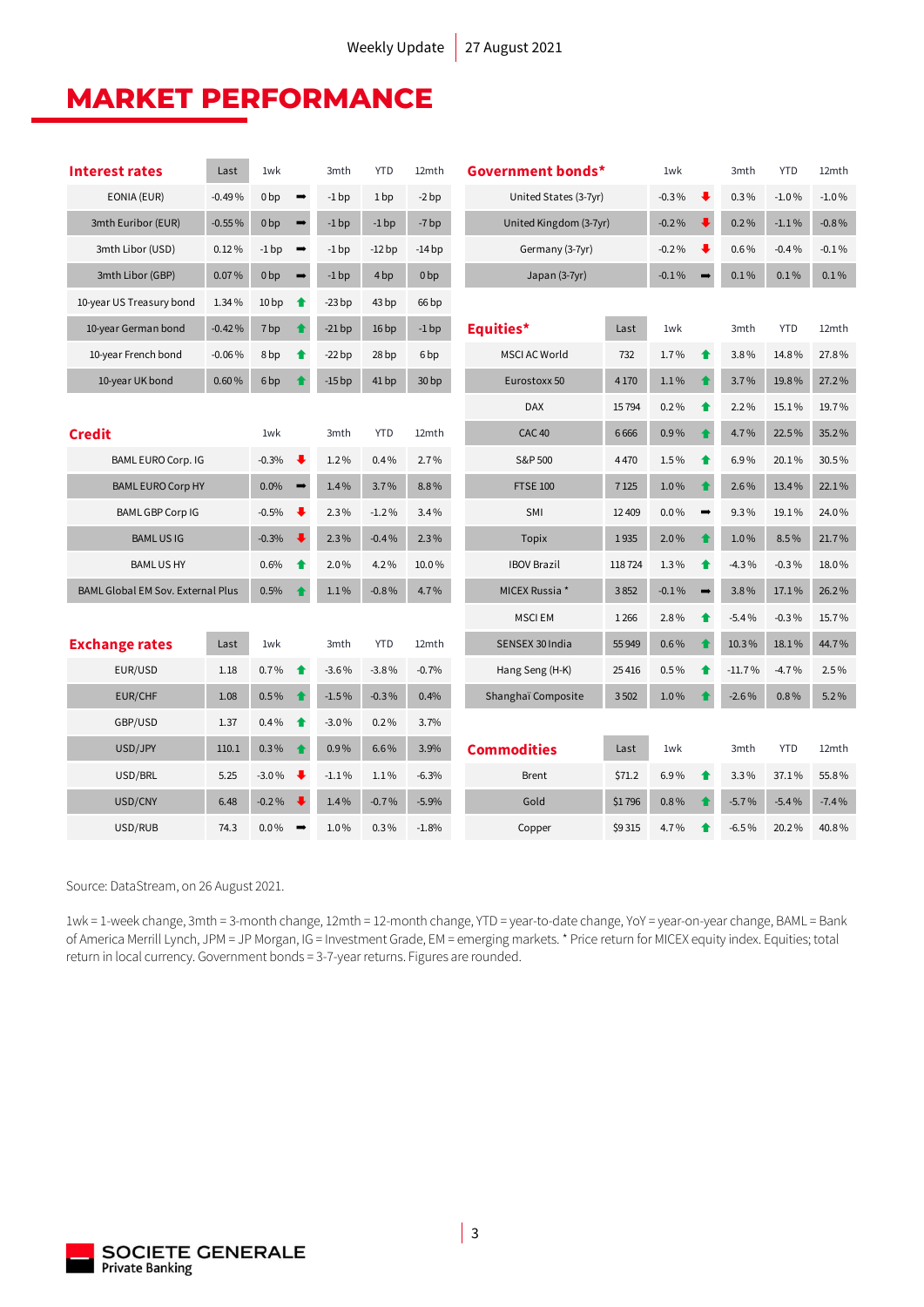# MARKET PERFORMANCE

| Interest rates | Last | 1wk | | 3mth | YTD | 12mth |
|---|---|---|---|---|---|---|
| EONIA (EUR) | -0.49 % | 0 bp | ➡ | -1 bp | 1 bp | -2 bp |
| 3mth Euribor (EUR) | -0.55 % | 0 bp | ➡ | -1 bp | -1 bp | -7 bp |
| 3mth Libor (USD) | 0.12 % | -1 bp | ➡ | -1 bp | -12 bp | -14 bp |
| 3mth Libor (GBP) | 0.07 % | 0 bp | ➡ | -1 bp | 4 bp | 0 bp |
| 10-year US Treasury bond | 1.34 % | 10 bp | ⬆ | -23 bp | 43 bp | 66 bp |
| 10-year German bond | -0.42 % | 7 bp | ⬆ | -21 bp | 16 bp | -1 bp |
| 10-year French bond | -0.06 % | 8 bp | ⬆ | -22 bp | 28 bp | 6 bp |
| 10-year UK bond | 0.60 % | 6 bp | ⬆ | -15 bp | 41 bp | 30 bp |

| Credit | 1wk | | 3mth | YTD | 12mth |
|---|---|---|---|---|---|
| BAML EURO Corp. IG | -0.3% | ⬇ | 1.2% | 0.4% | 2.7% |
| BAML EURO Corp HY | 0.0% | ➡ | 1.4% | 3.7% | 8.8% |
| BAML GBP Corp IG | -0.5% | ⬇ | 2.3% | -1.2% | 3.4% |
| BAML US IG | -0.3% | ⬇ | 2.3% | -0.4% | 2.3% |
| BAML US HY | 0.6% | ⬆ | 2.0% | 4.2% | 10.0% |
| BAML Global EM Sov. External Plus | 0.5% | ⬆ | 1.1% | -0.8% | 4.7% |

| Exchange rates | Last | 1wk | | 3mth | YTD | 12mth |
|---|---|---|---|---|---|---|
| EUR/USD | 1.18 | 0.7% | ⬆ | -3.6% | -3.8% | -0.7% |
| EUR/CHF | 1.08 | 0.5% | ⬆ | -1.5% | -0.3% | 0.4% |
| GBP/USD | 1.37 | 0.4% | ⬆ | -3.0% | 0.2% | 3.7% |
| USD/JPY | 110.1 | 0.3% | ⬆ | 0.9% | 6.6% | 3.9% |
| USD/BRL | 5.25 | -3.0% | ⬇ | -1.1% | 1.1% | -6.3% |
| USD/CNY | 6.48 | -0.2% | ⬇ | 1.4% | -0.7% | -5.9% |
| USD/RUB | 74.3 | 0.0% | ➡ | 1.0% | 0.3% | -1.8% |

| Government bonds* | 1wk | | 3mth | YTD | 12mth |
|---|---|---|---|---|---|
| United States (3-7yr) | -0.3% | ⬇ | 0.3% | -1.0% | -1.0% |
| United Kingdom (3-7yr) | -0.2% | ⬇ | 0.2% | -1.1% | -0.8% |
| Germany (3-7yr) | -0.2% | ⬇ | 0.6% | -0.4% | -0.1% |
| Japan (3-7yr) | -0.1% | ➡ | 0.1% | 0.1% | 0.1% |

| Equities* | Last | 1wk | | 3mth | YTD | 12mth |
|---|---|---|---|---|---|---|
| MSCI AC World | 732 | 1.7% | ⬆ | 3.8% | 14.8% | 27.8% |
| Eurostoxx 50 | 4 170 | 1.1% | ⬆ | 3.7% | 19.8% | 27.2% |
| DAX | 15 794 | 0.2% | ⬆ | 2.2% | 15.1% | 19.7% |
| CAC 40 | 6 666 | 0.9% | ⬆ | 4.7% | 22.5% | 35.2% |
| S&P 500 | 4 470 | 1.5% | ⬆ | 6.9% | 20.1% | 30.5% |
| FTSE 100 | 7 125 | 1.0% | ⬆ | 2.6% | 13.4% | 22.1% |
| SMI | 12 409 | 0.0% | ➡ | 9.3% | 19.1% | 24.0% |
| Topix | 1 935 | 2.0% | ⬆ | 1.0% | 8.5% | 21.7% |
| IBOV Brazil | 118 724 | 1.3% | ⬆ | -4.3% | -0.3% | 18.0% |
| MICEX Russia * | 3 852 | -0.1% | ➡ | 3.8% | 17.1% | 26.2% |
| MSCI EM | 1 266 | 2.8% | ⬆ | -5.4% | -0.3% | 15.7% |
| SENSEX 30 India | 55 949 | 0.6% | ⬆ | 10.3% | 18.1% | 44.7% |
| Hang Seng (H-K) | 25 416 | 0.5% | ⬆ | -11.7% | -4.7% | 2.5% |
| Shanghaï Composite | 3 502 | 1.0% | ⬆ | -2.6% | 0.8% | 5.2% |

| Commodities | Last | 1wk | | 3mth | YTD | 12mth |
|---|---|---|---|---|---|---|
| Brent | $71.2 | 6.9% | ⬆ | 3.3% | 37.1% | 55.8% |
| Gold | $1 796 | 0.8% | ⬆ | -5.7% | -5.4% | -7.4% |
| Copper | $9 315 | 4.7% | ⬆ | -6.5% | 20.2% | 40.8% |

Source: DataStream, on 26 August 2021.

1wk = 1-week change, 3mth = 3-month change, 12mth = 12-month change, YTD = year-to-date change, YoY = year-on-year change, BAML = Bank of America Merrill Lynch, JPM = JP Morgan, IG = Investment Grade, EM = emerging markets. * Price return for MICEX equity index. Equities; total return in local currency. Government bonds = 3-7-year returns. Figures are rounded.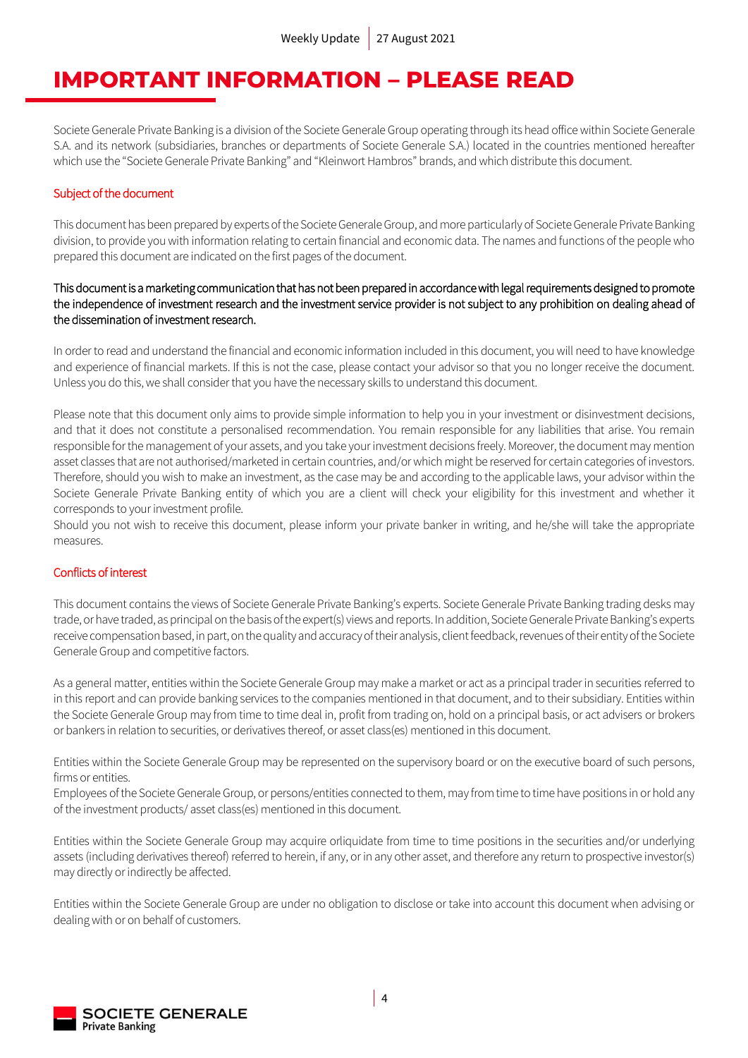# IMPORTANT INFORMATION – PLEASE READ

Societe Generale Private Banking is a division of the Societe Generale Group operating through its head office within Societe Generale S.A. and its network (subsidiaries, branches or departments of Societe Generale S.A.) located in the countries mentioned hereafter which use the "Societe Generale Private Banking" and "Kleinwort Hambros" brands, and which distribute this document.

## Subject of the document

This document has been prepared by experts of the Societe Generale Group, and more particularly of Societe Generale Private Banking division, to provide you with information relating to certain financial and economic data. The names and functions of the people who prepared this document are indicated on the first pages of the document.

This document is a marketing communication that has not been prepared in accordance with legal requirements designed to promote the independence of investment research and the investment service provider is not subject to any prohibition on dealing ahead of the dissemination of investment research.

In order to read and understand the financial and economic information included in this document, you will need to have knowledge and experience of financial markets. If this is not the case, please contact your advisor so that you no longer receive the document. Unless you do this, we shall consider that you have the necessary skills to understand this document.

Please note that this document only aims to provide simple information to help you in your investment or disinvestment decisions, and that it does not constitute a personalised recommendation. You remain responsible for any liabilities that arise. You remain responsible for the management of your assets, and you take your investment decisions freely. Moreover, the document may mention asset classes that are not authorised/marketed in certain countries, and/or which might be reserved for certain categories of investors. Therefore, should you wish to make an investment, as the case may be and according to the applicable laws, your advisor within the Societe Generale Private Banking entity of which you are a client will check your eligibility for this investment and whether it corresponds to your investment profile.
Should you not wish to receive this document, please inform your private banker in writing, and he/she will take the appropriate measures.

## Conflicts of interest

This document contains the views of Societe Generale Private Banking's experts. Societe Generale Private Banking trading desks may trade, or have traded, as principal on the basis of the expert(s) views and reports. In addition, Societe Generale Private Banking's experts receive compensation based, in part, on the quality and accuracy of their analysis, client feedback, revenues of their entity of the Societe Generale Group and competitive factors.

As a general matter, entities within the Societe Generale Group may make a market or act as a principal trader in securities referred to in this report and can provide banking services to the companies mentioned in that document, and to their subsidiary. Entities within the Societe Generale Group may from time to time deal in, profit from trading on, hold on a principal basis, or act advisers or brokers or bankers in relation to securities, or derivatives thereof, or asset class(es) mentioned in this document.

Entities within the Societe Generale Group may be represented on the supervisory board or on the executive board of such persons, firms or entities.
Employees of the Societe Generale Group, or persons/entities connected to them, may from time to time have positions in or hold any of the investment products/ asset class(es) mentioned in this document.

Entities within the Societe Generale Group may acquire orliquidate from time to time positions in the securities and/or underlying assets (including derivatives thereof) referred to herein, if any, or in any other asset, and therefore any return to prospective investor(s) may directly or indirectly be affected.

Entities within the Societe Generale Group are under no obligation to disclose or take into account this document when advising or dealing with or on behalf of customers.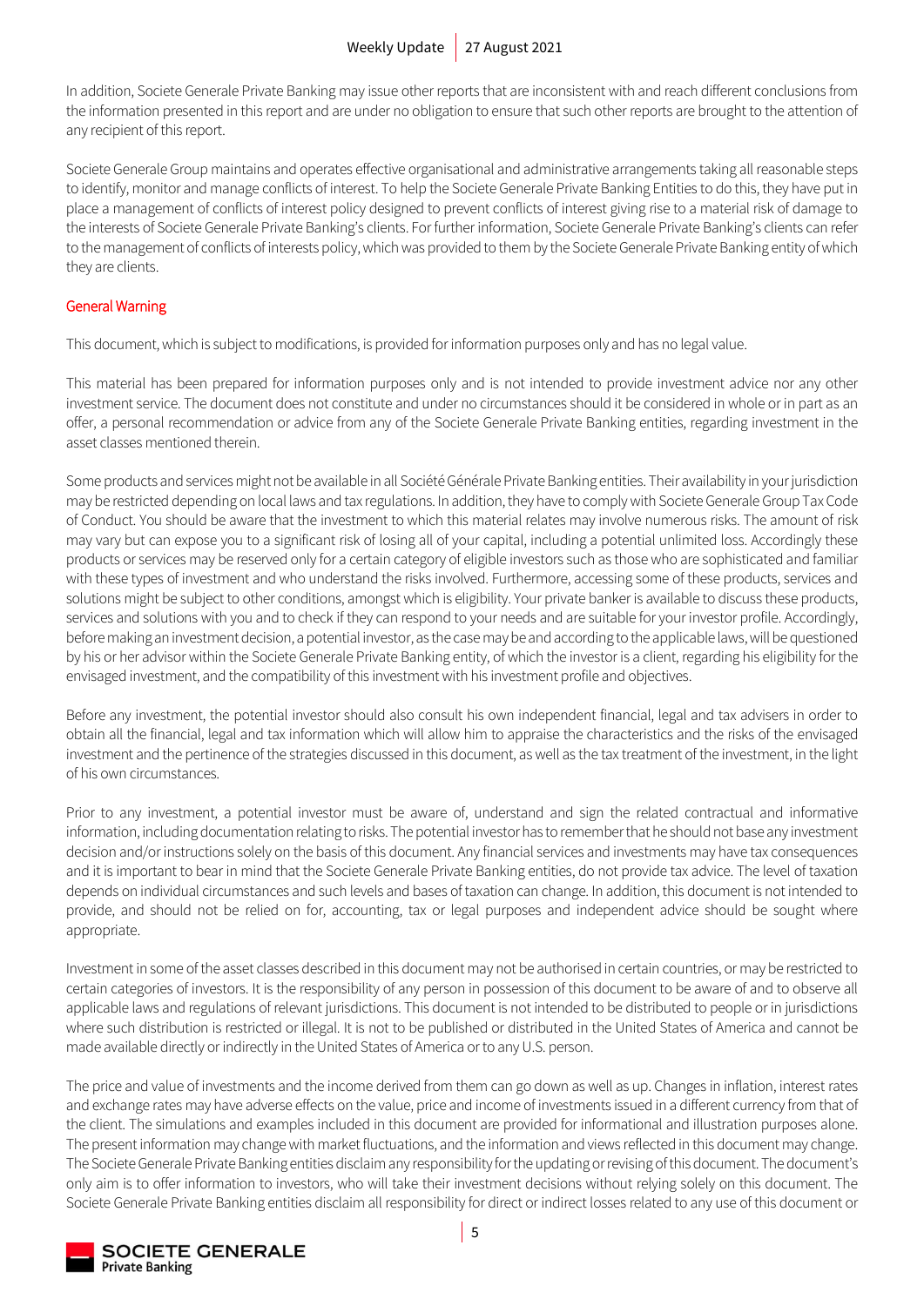In addition, Societe Generale Private Banking may issue other reports that are inconsistent with and reach different conclusions from the information presented in this report and are under no obligation to ensure that such other reports are brought to the attention of any recipient of this report.

Societe Generale Group maintains and operates effective organisational and administrative arrangements taking all reasonable steps to identify, monitor and manage conflicts of interest. To help the Societe Generale Private Banking Entities to do this, they have put in place a management of conflicts of interest policy designed to prevent conflicts of interest giving rise to a material risk of damage to the interests of Societe Generale Private Banking's clients. For further information, Societe Generale Private Banking's clients can refer to the management of conflicts of interests policy, which was provided to them by the Societe Generale Private Banking entity of which they are clients.

## General Warning

This document, which is subject to modifications, is provided for information purposes only and has no legal value.

This material has been prepared for information purposes only and is not intended to provide investment advice nor any other investment service. The document does not constitute and under no circumstances should it be considered in whole or in part as an offer, a personal recommendation or advice from any of the Societe Generale Private Banking entities, regarding investment in the asset classes mentioned therein.

Some products and services might not be available in all Société Générale Private Banking entities. Their availability in your jurisdiction may be restricted depending on local laws and tax regulations. In addition, they have to comply with Societe Generale Group Tax Code of Conduct. You should be aware that the investment to which this material relates may involve numerous risks. The amount of risk may vary but can expose you to a significant risk of losing all of your capital, including a potential unlimited loss. Accordingly these products or services may be reserved only for a certain category of eligible investors such as those who are sophisticated and familiar with these types of investment and who understand the risks involved. Furthermore, accessing some of these products, services and solutions might be subject to other conditions, amongst which is eligibility. Your private banker is available to discuss these products, services and solutions with you and to check if they can respond to your needs and are suitable for your investor profile. Accordingly, before making an investment decision, a potential investor, as the case may be and according to the applicable laws, will be questioned by his or her advisor within the Societe Generale Private Banking entity, of which the investor is a client, regarding his eligibility for the envisaged investment, and the compatibility of this investment with his investment profile and objectives.

Before any investment, the potential investor should also consult his own independent financial, legal and tax advisers in order to obtain all the financial, legal and tax information which will allow him to appraise the characteristics and the risks of the envisaged investment and the pertinence of the strategies discussed in this document, as well as the tax treatment of the investment, in the light of his own circumstances.

Prior to any investment, a potential investor must be aware of, understand and sign the related contractual and informative information, including documentation relating to risks. The potential investor has to remember that he should not base any investment decision and/or instructions solely on the basis of this document. Any financial services and investments may have tax consequences and it is important to bear in mind that the Societe Generale Private Banking entities, do not provide tax advice. The level of taxation depends on individual circumstances and such levels and bases of taxation can change. In addition, this document is not intended to provide, and should not be relied on for, accounting, tax or legal purposes and independent advice should be sought where appropriate.

Investment in some of the asset classes described in this document may not be authorised in certain countries, or may be restricted to certain categories of investors. It is the responsibility of any person in possession of this document to be aware of and to observe all applicable laws and regulations of relevant jurisdictions. This document is not intended to be distributed to people or in jurisdictions where such distribution is restricted or illegal. It is not to be published or distributed in the United States of America and cannot be made available directly or indirectly in the United States of America or to any U.S. person.

The price and value of investments and the income derived from them can go down as well as up. Changes in inflation, interest rates and exchange rates may have adverse effects on the value, price and income of investments issued in a different currency from that of the client. The simulations and examples included in this document are provided for informational and illustration purposes alone. The present information may change with market fluctuations, and the information and views reflected in this document may change. The Societe Generale Private Banking entities disclaim any responsibility for the updating or revising of this document. The document's only aim is to offer information to investors, who will take their investment decisions without relying solely on this document. The Societe Generale Private Banking entities disclaim all responsibility for direct or indirect losses related to any use of this document or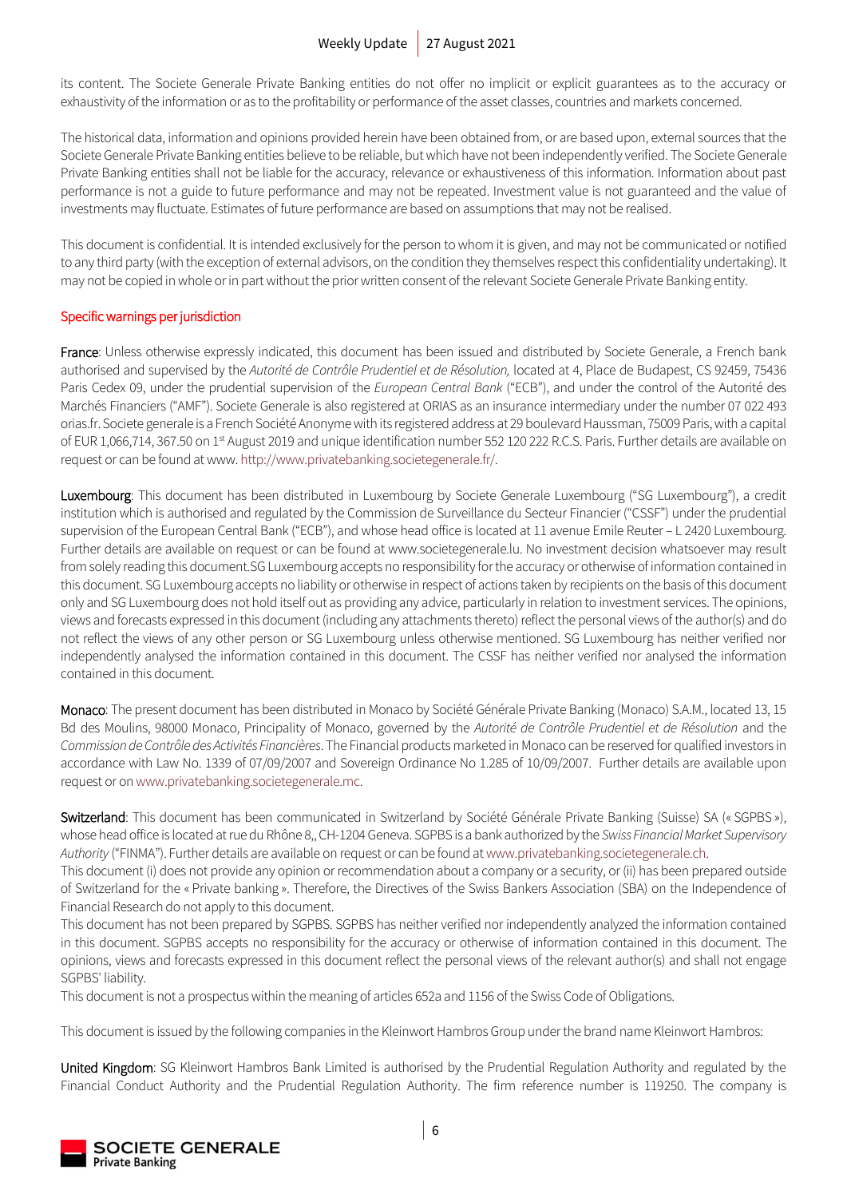its content. The Societe Generale Private Banking entities do not offer no implicit or explicit guarantees as to the accuracy or exhaustivity of the information or as to the profitability or performance of the asset classes, countries and markets concerned.

The historical data, information and opinions provided herein have been obtained from, or are based upon, external sources that the Societe Generale Private Banking entities believe to be reliable, but which have not been independently verified. The Societe Generale Private Banking entities shall not be liable for the accuracy, relevance or exhaustiveness of this information. Information about past performance is not a guide to future performance and may not be repeated. Investment value is not guaranteed and the value of investments may fluctuate. Estimates of future performance are based on assumptions that may not be realised.

This document is confidential. It is intended exclusively for the person to whom it is given, and may not be communicated or notified to any third party (with the exception of external advisors, on the condition they themselves respect this confidentiality undertaking). It may not be copied in whole or in part without the prior written consent of the relevant Societe Generale Private Banking entity.

## Specific warnings per jurisdiction

**France**: Unless otherwise expressly indicated, this document has been issued and distributed by Societe Generale, a French bank authorised and supervised by the *Autorité de Contrôle Prudentiel et de Résolution,* located at 4, Place de Budapest, CS 92459, 75436 Paris Cedex 09, under the prudential supervision of the *European Central Bank* ("ECB"), and under the control of the Autorité des Marchés Financiers ("AMF"). Societe Generale is also registered at ORIAS as an insurance intermediary under the number 07 022 493 orias.fr. Societe generale is a French Société Anonyme with its registered address at 29 boulevard Haussman, 75009 Paris, with a capital of EUR 1,066,714, 367.50 on 1st August 2019 and unique identification number 552 120 222 R.C.S. Paris. Further details are available on request or can be found at www. http://www.privatebanking.societegenerale.fr/.

**Luxembourg**: This document has been distributed in Luxembourg by Societe Generale Luxembourg ("SG Luxembourg"), a credit institution which is authorised and regulated by the Commission de Surveillance du Secteur Financier ("CSSF") under the prudential supervision of the European Central Bank ("ECB"), and whose head office is located at 11 avenue Emile Reuter – L 2420 Luxembourg. Further details are available on request or can be found at www.societegenerale.lu. No investment decision whatsoever may result from solely reading this document.SG Luxembourg accepts no responsibility for the accuracy or otherwise of information contained in this document. SG Luxembourg accepts no liability or otherwise in respect of actions taken by recipients on the basis of this document only and SG Luxembourg does not hold itself out as providing any advice, particularly in relation to investment services. The opinions, views and forecasts expressed in this document (including any attachments thereto) reflect the personal views of the author(s) and do not reflect the views of any other person or SG Luxembourg unless otherwise mentioned. SG Luxembourg has neither verified nor independently analysed the information contained in this document. The CSSF has neither verified nor analysed the information contained in this document.

**Monaco**: The present document has been distributed in Monaco by Société Générale Private Banking (Monaco) S.A.M., located 13, 15 Bd des Moulins, 98000 Monaco, Principality of Monaco, governed by the *Autorité de Contrôle Prudentiel et de Résolution* and the *Commission de Contrôle des Activités Financières*. The Financial products marketed in Monaco can be reserved for qualified investors in accordance with Law No. 1339 of 07/09/2007 and Sovereign Ordinance No 1.285 of 10/09/2007. Further details are available upon request or on www.privatebanking.societegenerale.mc.

**Switzerland**: This document has been communicated in Switzerland by Société Générale Private Banking (Suisse) SA (« SGPBS »), whose head office is located at rue du Rhône 8,, CH-1204 Geneva. SGPBS is a bank authorized by the *Swiss Financial Market Supervisory Authority* ("FINMA"). Further details are available on request or can be found at www.privatebanking.societegenerale.ch.
This document (i) does not provide any opinion or recommendation about a company or a security, or (ii) has been prepared outside of Switzerland for the « Private banking ». Therefore, the Directives of the Swiss Bankers Association (SBA) on the Independence of Financial Research do not apply to this document.
This document has not been prepared by SGPBS. SGPBS has neither verified nor independently analyzed the information contained in this document. SGPBS accepts no responsibility for the accuracy or otherwise of information contained in this document. The opinions, views and forecasts expressed in this document reflect the personal views of the relevant author(s) and shall not engage SGPBS' liability.
This document is not a prospectus within the meaning of articles 652a and 1156 of the Swiss Code of Obligations.

This document is issued by the following companies in the Kleinwort Hambros Group under the brand name Kleinwort Hambros:

**United Kingdom**: SG Kleinwort Hambros Bank Limited is authorised by the Prudential Regulation Authority and regulated by the Financial Conduct Authority and the Prudential Regulation Authority. The firm reference number is 119250. The company is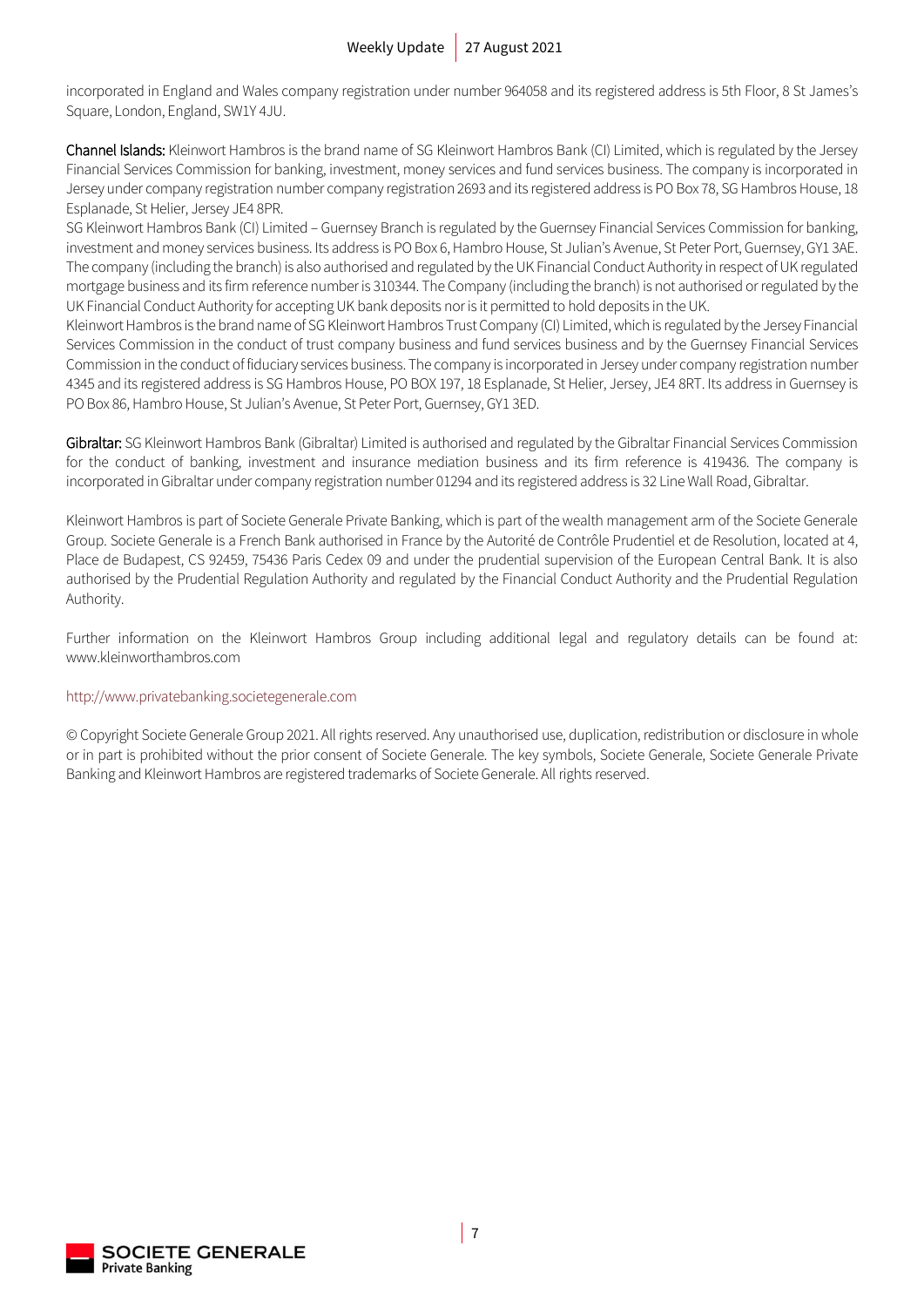incorporated in England and Wales company registration under number 964058 and its registered address is 5th Floor, 8 St James's Square, London, England, SW1Y 4JU.

**Channel Islands:** Kleinwort Hambros is the brand name of SG Kleinwort Hambros Bank (CI) Limited, which is regulated by the Jersey Financial Services Commission for banking, investment, money services and fund services business. The company is incorporated in Jersey under company registration number company registration 2693 and its registered address is PO Box 78, SG Hambros House, 18 Esplanade, St Helier, Jersey JE4 8PR.

SG Kleinwort Hambros Bank (CI) Limited – Guernsey Branch is regulated by the Guernsey Financial Services Commission for banking, investment and money services business. Its address is PO Box 6, Hambro House, St Julian's Avenue, St Peter Port, Guernsey, GY1 3AE. The company (including the branch) is also authorised and regulated by the UK Financial Conduct Authority in respect of UK regulated mortgage business and its firm reference number is 310344. The Company (including the branch) is not authorised or regulated by the UK Financial Conduct Authority for accepting UK bank deposits nor is it permitted to hold deposits in the UK.

Kleinwort Hambros is the brand name of SG Kleinwort Hambros Trust Company (CI) Limited, which is regulated by the Jersey Financial Services Commission in the conduct of trust company business and fund services business and by the Guernsey Financial Services Commission in the conduct of fiduciary services business. The company is incorporated in Jersey under company registration number 4345 and its registered address is SG Hambros House, PO BOX 197, 18 Esplanade, St Helier, Jersey, JE4 8RT. Its address in Guernsey is PO Box 86, Hambro House, St Julian's Avenue, St Peter Port, Guernsey, GY1 3ED.

**Gibraltar:** SG Kleinwort Hambros Bank (Gibraltar) Limited is authorised and regulated by the Gibraltar Financial Services Commission for the conduct of banking, investment and insurance mediation business and its firm reference is 419436. The company is incorporated in Gibraltar under company registration number 01294 and its registered address is 32 Line Wall Road, Gibraltar.

Kleinwort Hambros is part of Societe Generale Private Banking, which is part of the wealth management arm of the Societe Generale Group. Societe Generale is a French Bank authorised in France by the Autorité de Contrôle Prudentiel et de Resolution, located at 4, Place de Budapest, CS 92459, 75436 Paris Cedex 09 and under the prudential supervision of the European Central Bank. It is also authorised by the Prudential Regulation Authority and regulated by the Financial Conduct Authority and the Prudential Regulation Authority.

Further information on the Kleinwort Hambros Group including additional legal and regulatory details can be found at: www.kleinworthambros.com

http://www.privatebanking.societegenerale.com

© Copyright Societe Generale Group 2021. All rights reserved. Any unauthorised use, duplication, redistribution or disclosure in whole or in part is prohibited without the prior consent of Societe Generale. The key symbols, Societe Generale, Societe Generale Private Banking and Kleinwort Hambros are registered trademarks of Societe Generale. All rights reserved.